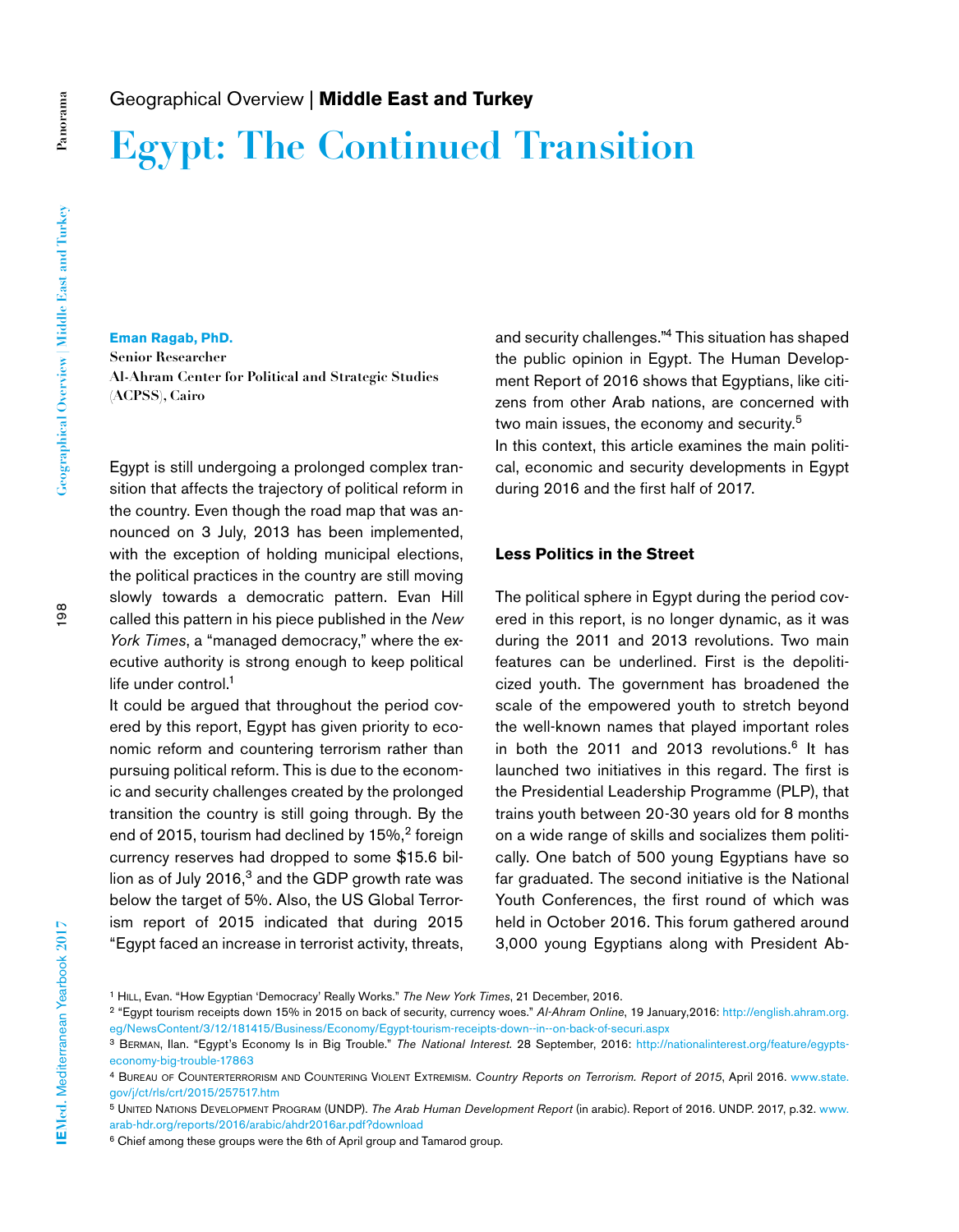Geographical Overview | **Middle East and Turkey**

# Egypt: The Continued Transition

**Eman Ragab, PhD.**
**Senior Researcher**
**Al-Ahram Center for Political and Strategic Studies (ACPSS), Cairo**

Egypt is still undergoing a prolonged complex transition that affects the trajectory of political reform in the country. Even though the road map that was announced on 3 July, 2013 has been implemented, with the exception of holding municipal elections, the political practices in the country are still moving slowly towards a democratic pattern. Evan Hill called this pattern in his piece published in the *New York Times*, a "managed democracy," where the executive authority is strong enough to keep political life under control.[1]

It could be argued that throughout the period covered by this report, Egypt has given priority to economic reform and countering terrorism rather than pursuing political reform. This is due to the economic and security challenges created by the prolonged transition the country is still going through. By the end of 2015, tourism had declined by 15%,[2] foreign currency reserves had dropped to some $15.6 billion as of July 2016,[3] and the GDP growth rate was below the target of 5%. Also, the US Global Terrorism report of 2015 indicated that during 2015 "Egypt faced an increase in terrorist activity, threats, and security challenges."[4] This situation has shaped the public opinion in Egypt. The Human Development Report of 2016 shows that Egyptians, like citizens from other Arab nations, are concerned with two main issues, the economy and security.[5]

In this context, this article examines the main political, economic and security developments in Egypt during 2016 and the first half of 2017.

## Less Politics in the Street

The political sphere in Egypt during the period covered in this report, is no longer dynamic, as it was during the 2011 and 2013 revolutions. Two main features can be underlined. First is the depoliticized youth. The government has broadened the scale of the empowered youth to stretch beyond the well-known names that played important roles in both the 2011 and 2013 revolutions.[6] It has launched two initiatives in this regard. The first is the Presidential Leadership Programme (PLP), that trains youth between 20-30 years old for 8 months on a wide range of skills and socializes them politically. One batch of 500 young Egyptians have so far graduated. The second initiative is the National Youth Conferences, the first round of which was held in October 2016. This forum gathered around 3,000 young Egyptians along with President Ab-

---

[1] Hill, Evan. "How Egyptian 'Democracy' Really Works." *The New York Times*, 21 December, 2016.

[2] "Egypt tourism receipts down 15% in 2015 on back of security, currency woes." *Al-Ahram Online*, 19 January,2016: http://english.ahram.org.eg/NewsContent/3/12/181415/Business/Economy/Egypt-tourism-receipts-down--in--on-back-of-securi.aspx

[3] Berman, Ilan. "Egypt's Economy Is in Big Trouble." *The National Interest*. 28 September, 2016: http://nationalinterest.org/feature/egypts-economy-big-trouble-17863

[4] Bureau of Counterterrorism and Countering Violent Extremism. *Country Reports on Terrorism. Report of 2015*, April 2016. www.state.gov/j/ct/rls/crt/2015/257517.htm

[5] United Nations Development Program (UNDP). *The Arab Human Development Report* (in arabic). Report of 2016. UNDP. 2017, p.32. www.arab-hdr.org/reports/2016/arabic/ahdr2016ar.pdf?download

[6] Chief among these groups were the 6th of April group and Tamarod group.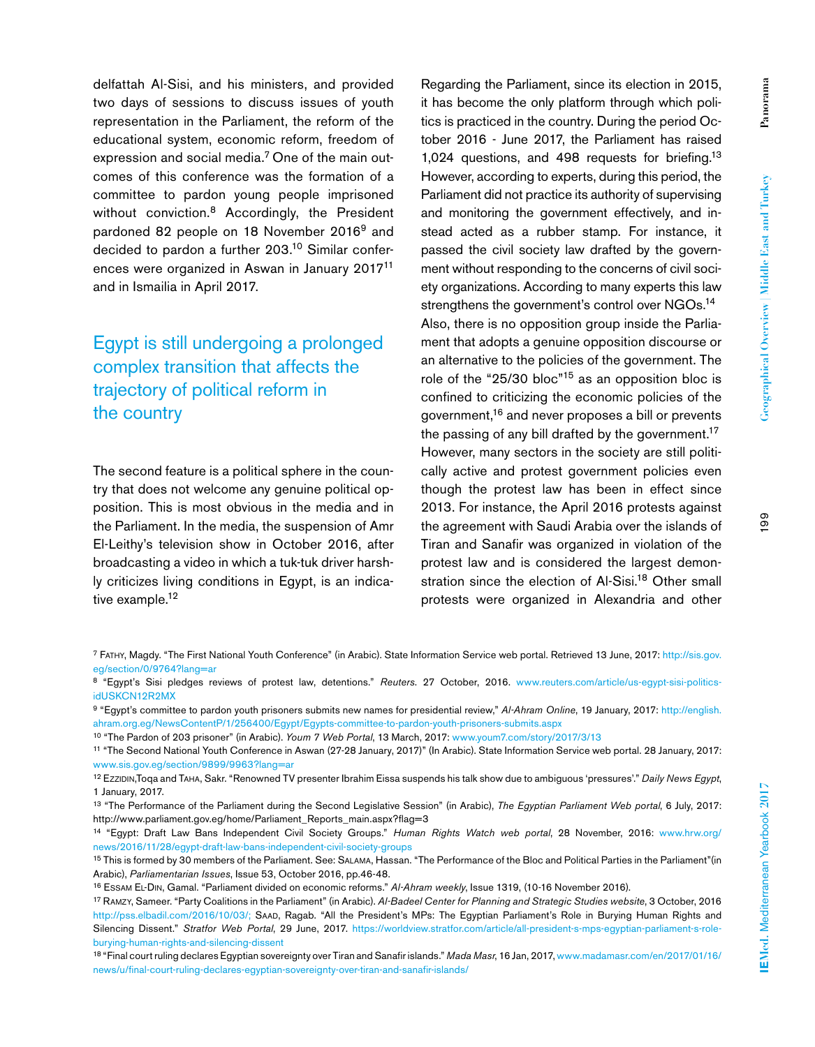delfattah Al-Sisi, and his ministers, and provided two days of sessions to discuss issues of youth representation in the Parliament, the reform of the educational system, economic reform, freedom of expression and social media.[7] One of the main outcomes of this conference was the formation of a committee to pardon young people imprisoned without conviction.[8] Accordingly, the President pardoned 82 people on 18 November 2016[9] and decided to pardon a further 203.[10] Similar conferences were organized in Aswan in January 2017[11] and in Ismailia in April 2017.

> Egypt is still undergoing a prolonged complex transition that affects the trajectory of political reform in the country

The second feature is a political sphere in the country that does not welcome any genuine political opposition. This is most obvious in the media and in the Parliament. In the media, the suspension of Amr El-Leithy's television show in October 2016, after broadcasting a video in which a tuk-tuk driver harshly criticizes living conditions in Egypt, is an indicative example.[12]

Regarding the Parliament, since its election in 2015, it has become the only platform through which politics is practiced in the country. During the period October 2016 - June 2017, the Parliament has raised 1,024 questions, and 498 requests for briefing.[13] However, according to experts, during this period, the Parliament did not practice its authority of supervising and monitoring the government effectively, and instead acted as a rubber stamp. For instance, it passed the civil society law drafted by the government without responding to the concerns of civil society organizations. According to many experts this law strengthens the government's control over NGOs.[14] Also, there is no opposition group inside the Parliament that adopts a genuine opposition discourse or an alternative to the policies of the government. The role of the "25/30 bloc"[15] as an opposition bloc is confined to criticizing the economic policies of the government,[16] and never proposes a bill or prevents the passing of any bill drafted by the government.[17] However, many sectors in the society are still politically active and protest government policies even though the protest law has been in effect since 2013. For instance, the April 2016 protests against the agreement with Saudi Arabia over the islands of Tiran and Sanafir was organized in violation of the protest law and is considered the largest demonstration since the election of Al-Sisi.[18] Other small protests were organized in Alexandria and other

---

[7] Fathy, Magdy. "The First National Youth Conference" (in Arabic). State Information Service web portal. Retrieved 13 June, 2017: http://sis.gov.eg/section/0/9764?lang=ar

[8] "Egypt's Sisi pledges reviews of protest law, detentions." *Reuters.* 27 October, 2016. www.reuters.com/article/us-egypt-sisi-politics-idUSKCN12R2MX

[9] "Egypt's committee to pardon youth prisoners submits new names for presidential review," *Al-Ahram Online*, 19 January, 2017: http://english.ahram.org.eg/NewsContentP/1/256400/Egypt/Egypts-committee-to-pardon-youth-prisoners-submits.aspx

[10] "The Pardon of 203 prisoner" (in Arabic). *Youm 7 Web Portal*, 13 March, 2017: www.youm7.com/story/2017/3/13

[11] "The Second National Youth Conference in Aswan (27-28 January, 2017)" (In Arabic). State Information Service web portal. 28 January, 2017: www.sis.gov.eg/section/9899/9963?lang=ar

[12] Ezzidin, Toqa and Taha, Sakr. "Renowned TV presenter Ibrahim Eissa suspends his talk show due to ambiguous 'pressures'." *Daily News Egypt*, 1 January, 2017.

[13] "The Performance of the Parliament during the Second Legislative Session" (in Arabic), *The Egyptian Parliament Web portal*, 6 July, 2017: http://www.parliament.gov.eg/home/Parliament_Reports_main.aspx?flag=3

[14] "Egypt: Draft Law Bans Independent Civil Society Groups." *Human Rights Watch web portal*, 28 November, 2016: www.hrw.org/news/2016/11/28/egypt-draft-law-bans-independent-civil-society-groups

[15] This is formed by 30 members of the Parliament. See: Salama, Hassan. "The Performance of the Bloc and Political Parties in the Parliament"(in Arabic), *Parliamentarian Issues*, Issue 53, October 2016, pp.46-48.

[16] Essam El-Din, Gamal. "Parliament divided on economic reforms." *Al-Ahram weekly*, Issue 1319, (10-16 November 2016).

[17] Ramzy, Sameer. "Party Coalitions in the Parliament" (in Arabic). *Al-Badeel Center for Planning and Strategic Studies website*, 3 October, 2016 http://pss.elbadil.com/2016/10/03/; Saad, Ragab. "All the President's MPs: The Egyptian Parliament's Role in Burying Human Rights and Silencing Dissent." *Stratfor Web Portal*, 29 June, 2017. https://worldview.stratfor.com/article/all-president-s-mps-egyptian-parliament-s-role-burying-human-rights-and-silencing-dissent

[18] "Final court ruling declares Egyptian sovereignty over Tiran and Sanafir islands." *Mada Masr*, 16 Jan, 2017, www.madamasr.com/en/2017/01/16/news/u/final-court-ruling-declares-egyptian-sovereignty-over-tiran-and-sanafir-islands/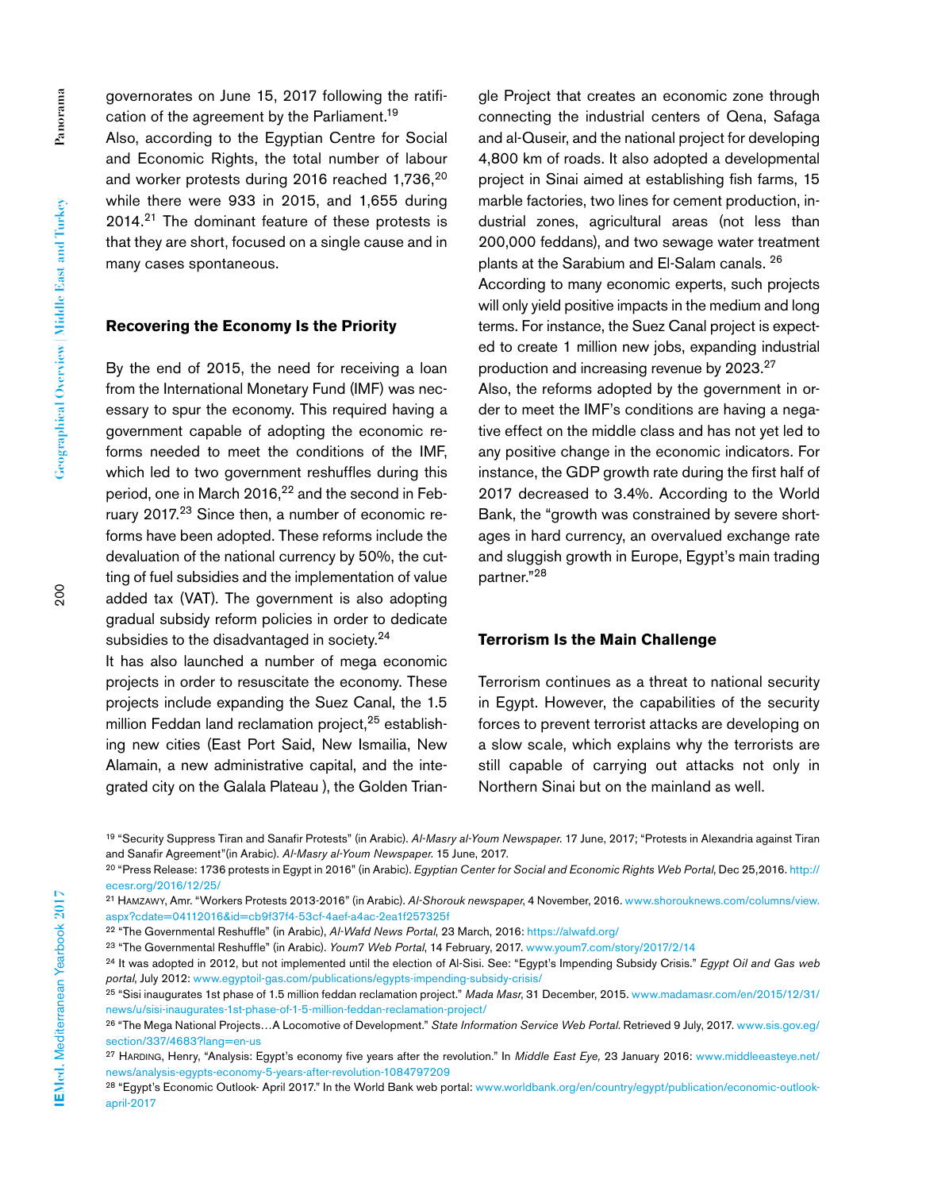governorates on June 15, 2017 following the ratification of the agreement by the Parliament.[19]

Also, according to the Egyptian Centre for Social and Economic Rights, the total number of labour and worker protests during 2016 reached 1,736,[20] while there were 933 in 2015, and 1,655 during 2014.[21] The dominant feature of these protests is that they are short, focused on a single cause and in many cases spontaneous.

## Recovering the Economy Is the Priority

By the end of 2015, the need for receiving a loan from the International Monetary Fund (IMF) was necessary to spur the economy. This required having a government capable of adopting the economic reforms needed to meet the conditions of the IMF, which led to two government reshuffles during this period, one in March 2016,[22] and the second in February 2017.[23] Since then, a number of economic reforms have been adopted. These reforms include the devaluation of the national currency by 50%, the cutting of fuel subsidies and the implementation of value added tax (VAT). The government is also adopting gradual subsidy reform policies in order to dedicate subsidies to the disadvantaged in society.[24]

It has also launched a number of mega economic projects in order to resuscitate the economy. These projects include expanding the Suez Canal, the 1.5 million Feddan land reclamation project,[25] establishing new cities (East Port Said, New Ismailia, New Alamain, a new administrative capital, and the integrated city on the Galala Plateau ), the Golden Triangle Project that creates an economic zone through connecting the industrial centers of Qena, Safaga and al-Quseir, and the national project for developing 4,800 km of roads. It also adopted a developmental project in Sinai aimed at establishing fish farms, 15 marble factories, two lines for cement production, industrial zones, agricultural areas (not less than 200,000 feddans), and two sewage water treatment plants at the Sarabium and El-Salam canals. [26]

According to many economic experts, such projects will only yield positive impacts in the medium and long terms. For instance, the Suez Canal project is expected to create 1 million new jobs, expanding industrial production and increasing revenue by 2023.[27]

Also, the reforms adopted by the government in order to meet the IMF's conditions are having a negative effect on the middle class and has not yet led to any positive change in the economic indicators. For instance, the GDP growth rate during the first half of 2017 decreased to 3.4%. According to the World Bank, the "growth was constrained by severe shortages in hard currency, an overvalued exchange rate and sluggish growth in Europe, Egypt's main trading partner."[28]

## Terrorism Is the Main Challenge

Terrorism continues as a threat to national security in Egypt. However, the capabilities of the security forces to prevent terrorist attacks are developing on a slow scale, which explains why the terrorists are still capable of carrying out attacks not only in Northern Sinai but on the mainland as well.

---

[19] "Security Suppress Tiran and Sanafir Protests" (in Arabic). *Al-Masry al-Youm Newspaper.* 17 June, 2017; "Protests in Alexandria against Tiran and Sanafir Agreement"(in Arabic). *Al-Masry al-Youm Newspaper.* 15 June, 2017.

[20] "Press Release: 1736 protests in Egypt in 2016" (in Arabic). *Egyptian Center for Social and Economic Rights Web Portal*, Dec 25,2016. http://ecesr.org/2016/12/25/

[21] Hamzawy, Amr. "Workers Protests 2013-2016" (in Arabic). *Al-Shorouk newspaper*, 4 November, 2016. www.shorouknews.com/columns/view.aspx?cdate=04112016&id=cb9f37f4-53cf-4aef-a4ac-2ea1f257325f

[22] "The Governmental Reshuffle" (in Arabic), *Al-Wafd News Portal*, 23 March, 2016: https://alwafd.org/

[23] "The Governmental Reshuffle" (in Arabic). *Youm7 Web Portal*, 14 February, 2017. www.youm7.com/story/2017/2/14

[24] It was adopted in 2012, but not implemented until the election of Al-Sisi. See: "Egypt's Impending Subsidy Crisis." *Egypt Oil and Gas web portal*, July 2012: www.egyptoil-gas.com/publications/egypts-impending-subsidy-crisis/

[25] "Sisi inaugurates 1st phase of 1.5 million feddan reclamation project." *Mada Masr*, 31 December, 2015. www.madamasr.com/en/2015/12/31/news/u/sisi-inaugurates-1st-phase-of-1-5-million-feddan-reclamation-project/

[26] "The Mega National Projects…A Locomotive of Development." *State Information Service Web Portal.* Retrieved 9 July, 2017. www.sis.gov.eg/section/337/4683?lang=en-us

[27] Harding, Henry, "Analysis: Egypt's economy five years after the revolution." In *Middle East Eye,* 23 January 2016: www.middleeasteye.net/news/analysis-egypts-economy-5-years-after-revolution-1084797209

[28] "Egypt's Economic Outlook- April 2017." In the World Bank web portal: www.worldbank.org/en/country/egypt/publication/economic-outlook-april-2017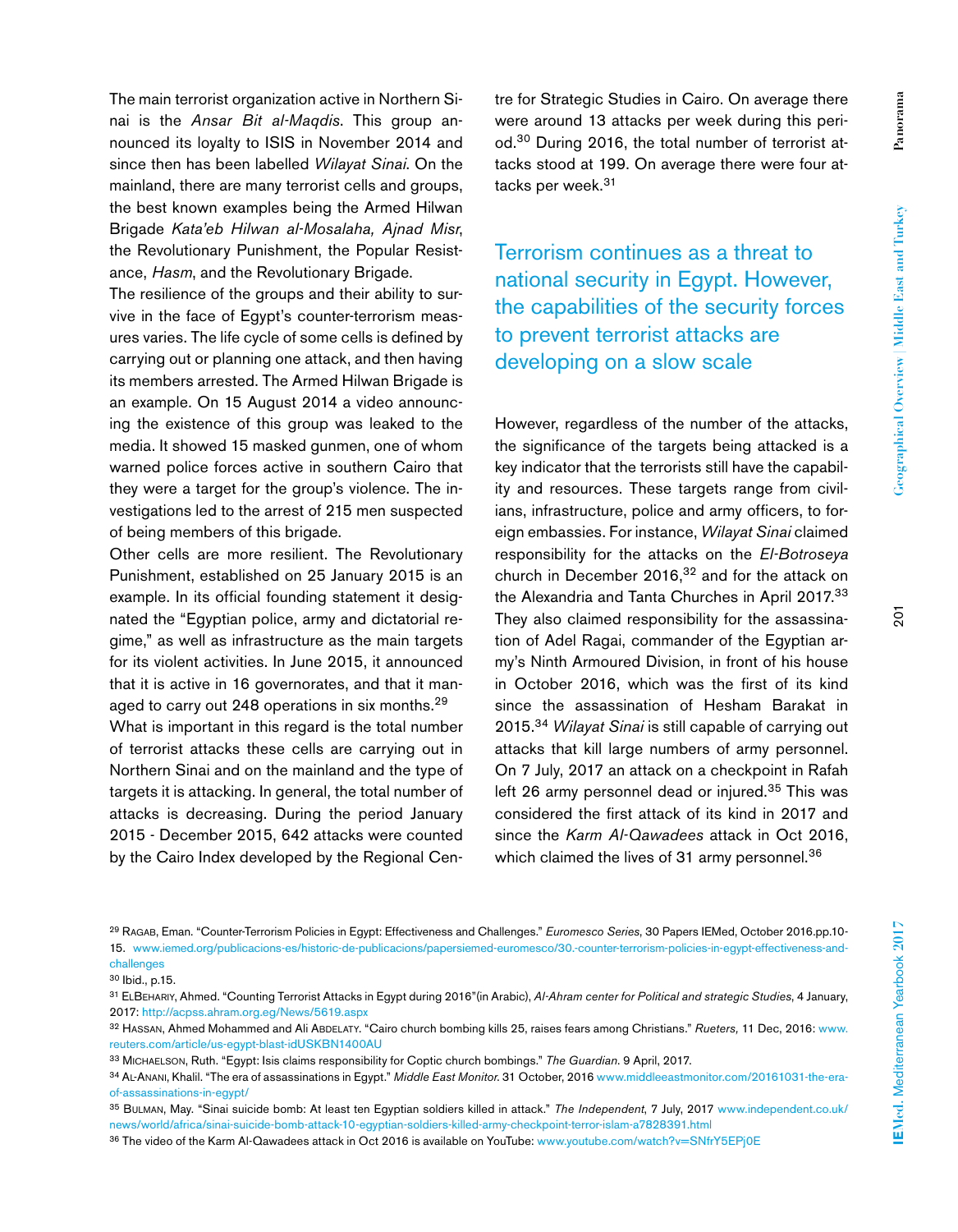The main terrorist organization active in Northern Sinai is the *Ansar Bit al-Maqdis*. This group announced its loyalty to ISIS in November 2014 and since then has been labelled *Wilayat Sinai*. On the mainland, there are many terrorist cells and groups, the best known examples being the Armed Hilwan Brigade *Kata'eb Hilwan al-Mosalaha, Ajnad Misr*, the Revolutionary Punishment, the Popular Resistance, *Hasm*, and the Revolutionary Brigade.

The resilience of the groups and their ability to survive in the face of Egypt's counter-terrorism measures varies. The life cycle of some cells is defined by carrying out or planning one attack, and then having its members arrested. The Armed Hilwan Brigade is an example. On 15 August 2014 a video announcing the existence of this group was leaked to the media. It showed 15 masked gunmen, one of whom warned police forces active in southern Cairo that they were a target for the group's violence. The investigations led to the arrest of 215 men suspected of being members of this brigade.

Other cells are more resilient. The Revolutionary Punishment, established on 25 January 2015 is an example. In its official founding statement it designated the "Egyptian police, army and dictatorial regime," as well as infrastructure as the main targets for its violent activities. In June 2015, it announced that it is active in 16 governorates, and that it managed to carry out 248 operations in six months.[29]

What is important in this regard is the total number of terrorist attacks these cells are carrying out in Northern Sinai and on the mainland and the type of targets it is attacking. In general, the total number of attacks is decreasing. During the period January 2015 - December 2015, 642 attacks were counted by the Cairo Index developed by the Regional Centre for Strategic Studies in Cairo. On average there were around 13 attacks per week during this period.[30] During 2016, the total number of terrorist attacks stood at 199. On average there were four attacks per week.[31]

> Terrorism continues as a threat to national security in Egypt. However, the capabilities of the security forces to prevent terrorist attacks are developing on a slow scale

However, regardless of the number of the attacks, the significance of the targets being attacked is a key indicator that the terrorists still have the capability and resources. These targets range from civilians, infrastructure, police and army officers, to foreign embassies. For instance, *Wilayat Sinai* claimed responsibility for the attacks on the *El-Botroseya* church in December 2016,[32] and for the attack on the Alexandria and Tanta Churches in April 2017.[33] They also claimed responsibility for the assassination of Adel Ragai, commander of the Egyptian army's Ninth Armoured Division, in front of his house in October 2016, which was the first of its kind since the assassination of Hesham Barakat in 2015.[34] *Wilayat Sinai* is still capable of carrying out attacks that kill large numbers of army personnel. On 7 July, 2017 an attack on a checkpoint in Rafah left 26 army personnel dead or injured.[35] This was considered the first attack of its kind in 2017 and since the *Karm Al-Qawadees* attack in Oct 2016, which claimed the lives of 31 army personnel.[36]

---

[29] Ragab, Eman. "Counter-Terrorism Policies in Egypt: Effectiveness and Challenges." *Euromesco Series*, 30 Papers IEMed, October 2016.pp.10-15. www.iemed.org/publicacions-es/historic-de-publicacions/papersiemed-euromesco/30.-counter-terrorism-policies-in-egypt-effectiveness-and-challenges

[30] Ibid., p.15.

[31] ElBehariy, Ahmed. "Counting Terrorist Attacks in Egypt during 2016"(in Arabic), *Al-Ahram center for Political and strategic Studies*, 4 January, 2017: http://acpss.ahram.org.eg/News/5619.aspx

[32] Hassan, Ahmed Mohammed and Ali Abdelaty. "Cairo church bombing kills 25, raises fears among Christians." *Rueters*, 11 Dec, 2016: www.reuters.com/article/us-egypt-blast-idUSKBN1400AU

[33] Michaelson, Ruth. "Egypt: Isis claims responsibility for Coptic church bombings." *The Guardian*. 9 April, 2017.

[34] Al-Anani, Khalil. "The era of assassinations in Egypt." *Middle East Monitor*. 31 October, 2016 www.middleeastmonitor.com/20161031-the-era-of-assassinations-in-egypt/

[35] Bulman, May. "Sinai suicide bomb: At least ten Egyptian soldiers killed in attack." *The Independent*, 7 July, 2017 www.independent.co.uk/news/world/africa/sinai-suicide-bomb-attack-10-egyptian-soldiers-killed-army-checkpoint-terror-islam-a7828391.html

[36] The video of the Karm Al-Qawadees attack in Oct 2016 is available on YouTube: www.youtube.com/watch?v=SNfrY5EPj0E